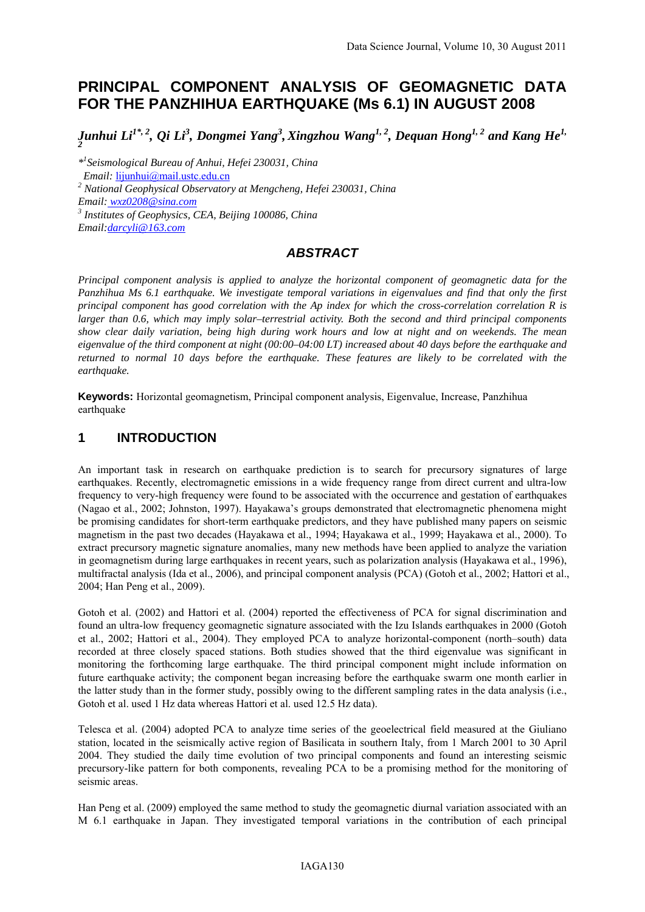# PRINCIPAL COMPONENT ANALYSIS OF GEOMAGNETIC DATA FOR THE PANZHIHUA EARTHQUAKE (Ms 6.1) IN AUGUST 2008

*Junhui Li[1*, 2], Qi Li[3], Dongmei Yang[3], Xingzhou Wang[1, 2], Dequan Hong[1, 2] and Kang He[1, 2]*

*[*1]Seismological Bureau of Anhui, Hefei 230031, China*
*Email:* lijunhui@mail.ustc.edu.cn
*[2] National Geophysical Observatory at Mengcheng, Hefei 230031, China*
*Email:* wxz0208@sina.com
*[3] Institutes of Geophysics, CEA, Beijing 100086, China*
*Email:*darcyli@163.com

## ABSTRACT

*Principal component analysis is applied to analyze the horizontal component of geomagnetic data for the Panzhihua Ms 6.1 earthquake. We investigate temporal variations in eigenvalues and find that only the first principal component has good correlation with the Ap index for which the cross-correlation correlation R is larger than 0.6, which may imply solar–terrestrial activity. Both the second and third principal components show clear daily variation, being high during work hours and low at night and on weekends. The mean eigenvalue of the third component at night (00:00–04:00 LT) increased about 40 days before the earthquake and returned to normal 10 days before the earthquake. These features are likely to be correlated with the earthquake.*

**Keywords:** Horizontal geomagnetism, Principal component analysis, Eigenvalue, Increase, Panzhihua earthquake

## 1 INTRODUCTION

An important task in research on earthquake prediction is to search for precursory signatures of large earthquakes. Recently, electromagnetic emissions in a wide frequency range from direct current and ultra-low frequency to very-high frequency were found to be associated with the occurrence and gestation of earthquakes (Nagao et al., 2002; Johnston, 1997). Hayakawa's groups demonstrated that electromagnetic phenomena might be promising candidates for short-term earthquake predictors, and they have published many papers on seismic magnetism in the past two decades (Hayakawa et al., 1994; Hayakawa et al., 1999; Hayakawa et al., 2000). To extract precursory magnetic signature anomalies, many new methods have been applied to analyze the variation in geomagnetism during large earthquakes in recent years, such as polarization analysis (Hayakawa et al., 1996), multifractal analysis (Ida et al., 2006), and principal component analysis (PCA) (Gotoh et al., 2002; Hattori et al., 2004; Han Peng et al., 2009).

Gotoh et al. (2002) and Hattori et al. (2004) reported the effectiveness of PCA for signal discrimination and found an ultra-low frequency geomagnetic signature associated with the Izu Islands earthquakes in 2000 (Gotoh et al., 2002; Hattori et al., 2004). They employed PCA to analyze horizontal-component (north–south) data recorded at three closely spaced stations. Both studies showed that the third eigenvalue was significant in monitoring the forthcoming large earthquake. The third principal component might include information on future earthquake activity; the component began increasing before the earthquake swarm one month earlier in the latter study than in the former study, possibly owing to the different sampling rates in the data analysis (i.e., Gotoh et al. used 1 Hz data whereas Hattori et al. used 12.5 Hz data).

Telesca et al. (2004) adopted PCA to analyze time series of the geoelectrical field measured at the Giuliano station, located in the seismically active region of Basilicata in southern Italy, from 1 March 2001 to 30 April 2004. They studied the daily time evolution of two principal components and found an interesting seismic precursory-like pattern for both components, revealing PCA to be a promising method for the monitoring of seismic areas.

Han Peng et al. (2009) employed the same method to study the geomagnetic diurnal variation associated with an M 6.1 earthquake in Japan. They investigated temporal variations in the contribution of each principal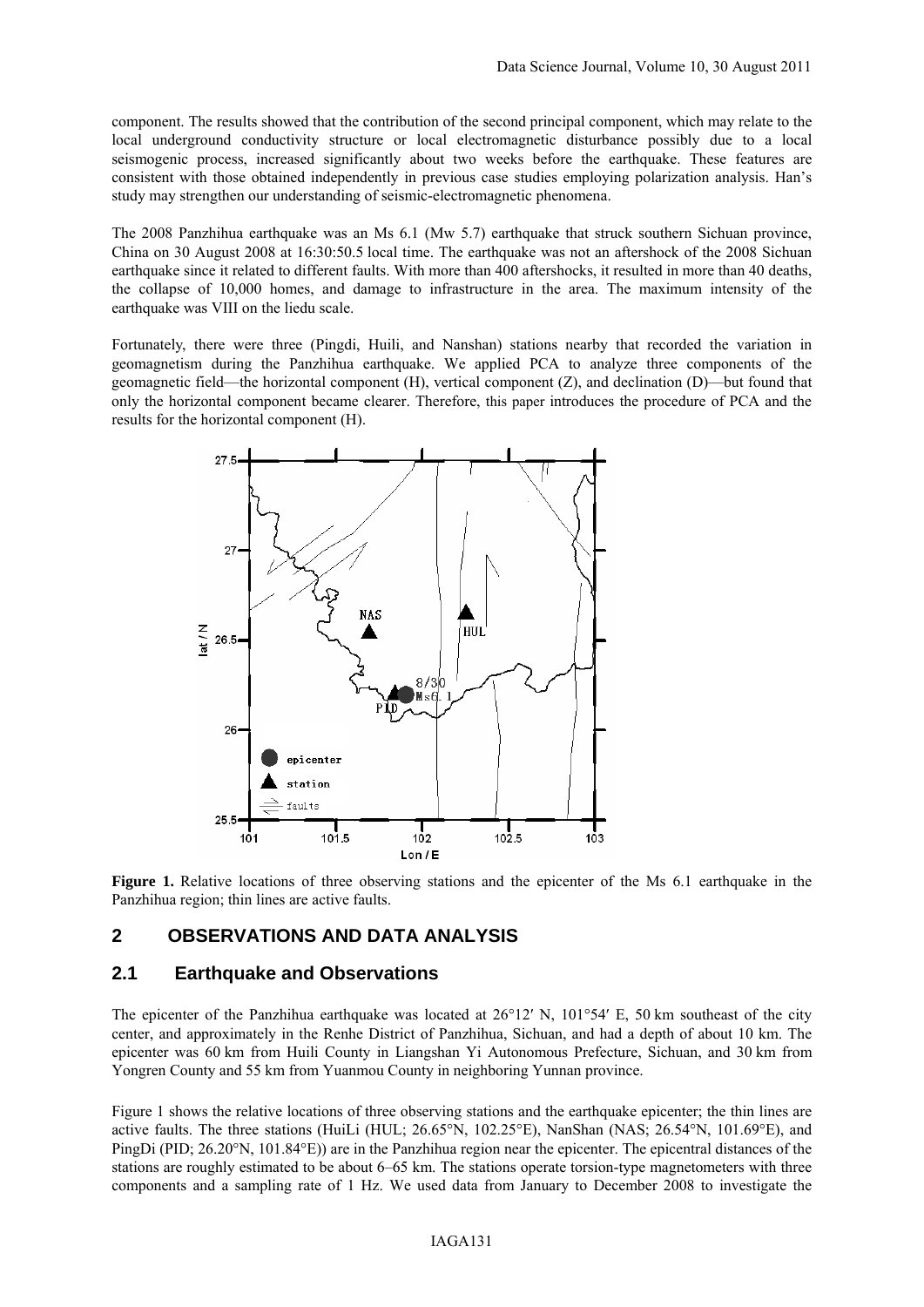component. The results showed that the contribution of the second principal component, which may relate to the local underground conductivity structure or local electromagnetic disturbance possibly due to a local seismogenic process, increased significantly about two weeks before the earthquake. These features are consistent with those obtained independently in previous case studies employing polarization analysis. Han's study may strengthen our understanding of seismic-electromagnetic phenomena.

The 2008 Panzhihua earthquake was an Ms 6.1 (Mw 5.7) earthquake that struck southern Sichuan province, China on 30 August 2008 at 16:30:50.5 local time. The earthquake was not an aftershock of the 2008 Sichuan earthquake since it related to different faults. With more than 400 aftershocks, it resulted in more than 40 deaths, the collapse of 10,000 homes, and damage to infrastructure in the area. The maximum intensity of the earthquake was VIII on the liedu scale.

Fortunately, there were three (Pingdi, Huili, and Nanshan) stations nearby that recorded the variation in geomagnetism during the Panzhihua earthquake. We applied PCA to analyze three components of the geomagnetic field—the horizontal component (H), vertical component (Z), and declination (D)—but found that only the horizontal component became clearer. Therefore, this paper introduces the procedure of PCA and the results for the horizontal component (H).

**Figure 1.** Relative locations of three observing stations and the epicenter of the Ms 6.1 earthquake in the Panzhihua region; thin lines are active faults.

## 2 OBSERVATIONS AND DATA ANALYSIS

### 2.1 Earthquake and Observations

The epicenter of the Panzhihua earthquake was located at 26°12′ N, 101°54′ E, 50 km southeast of the city center, and approximately in the Renhe District of Panzhihua, Sichuan, and had a depth of about 10 km. The epicenter was 60 km from Huili County in Liangshan Yi Autonomous Prefecture, Sichuan, and 30 km from Yongren County and 55 km from Yuanmou County in neighboring Yunnan province.

Figure 1 shows the relative locations of three observing stations and the earthquake epicenter; the thin lines are active faults. The three stations (HuiLi (HUL; 26.65°N, 102.25°E), NanShan (NAS; 26.54°N, 101.69°E), and PingDi (PID; 26.20°N, 101.84°E)) are in the Panzhihua region near the epicenter. The epicentral distances of the stations are roughly estimated to be about 6–65 km. The stations operate torsion-type magnetometers with three components and a sampling rate of 1 Hz. We used data from January to December 2008 to investigate the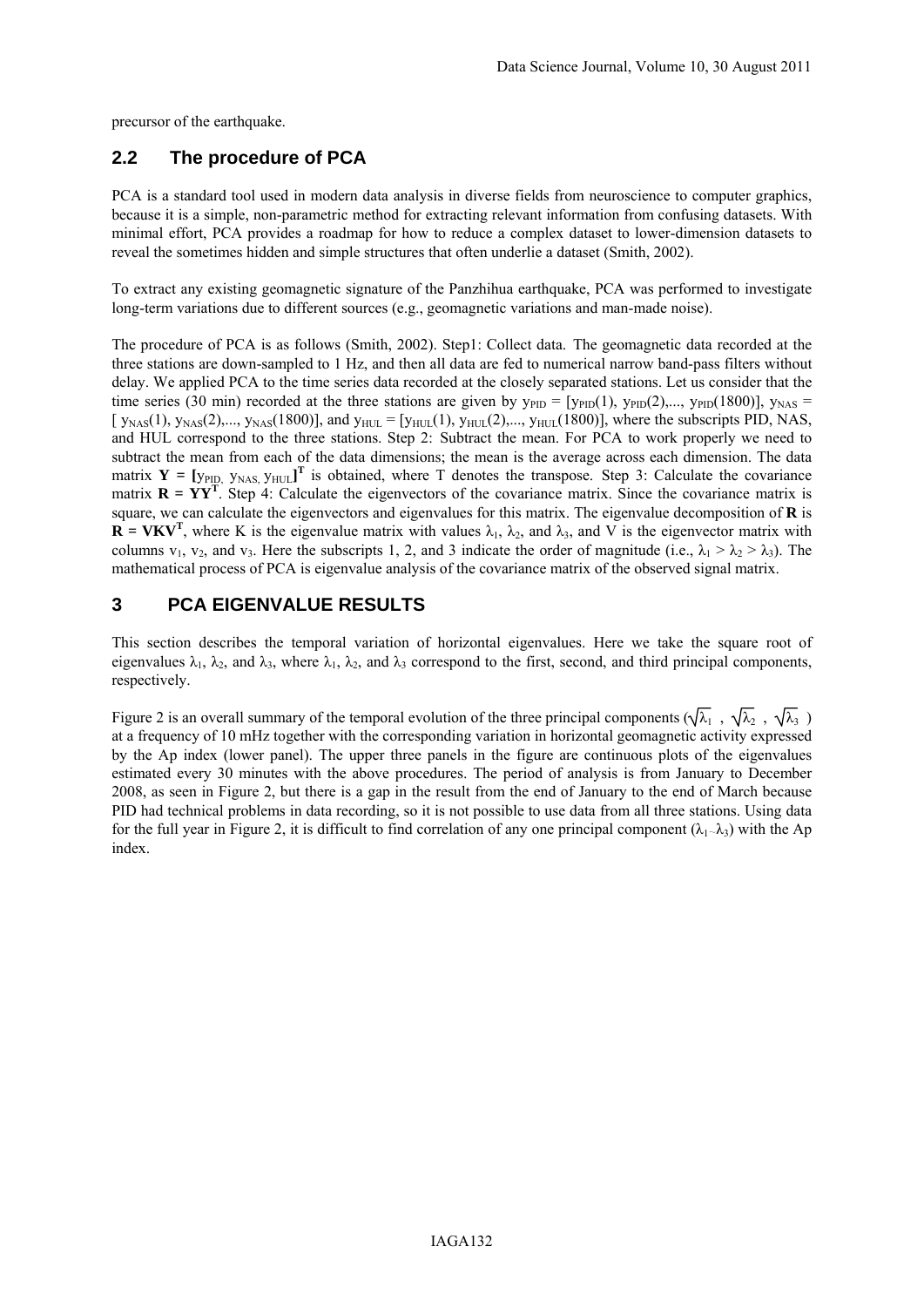precursor of the earthquake.

## 2.2 The procedure of PCA

PCA is a standard tool used in modern data analysis in diverse fields from neuroscience to computer graphics, because it is a simple, non-parametric method for extracting relevant information from confusing datasets. With minimal effort, PCA provides a roadmap for how to reduce a complex dataset to lower-dimension datasets to reveal the sometimes hidden and simple structures that often underlie a dataset (Smith, 2002).

To extract any existing geomagnetic signature of the Panzhihua earthquake, PCA was performed to investigate long-term variations due to different sources (e.g., geomagnetic variations and man-made noise).

The procedure of PCA is as follows (Smith, 2002). Step1: Collect data. The geomagnetic data recorded at the three stations are down-sampled to 1 Hz, and then all data are fed to numerical narrow band-pass filters without delay. We applied PCA to the time series data recorded at the closely separated stations. Let us consider that the time series (30 min) recorded at the three stations are given by $y_{PID} = [y_{PID}(1), y_{PID}(2),..., y_{PID}(1800)]$, $y_{NAS} = [y_{NAS}(1), y_{NAS}(2),..., y_{NAS}(1800)]$, and $y_{HUL} = [y_{HUL}(1), y_{HUL}(2),..., y_{HUL}(1800)]$, where the subscripts PID, NAS, and HUL correspond to the three stations. Step 2: Subtract the mean. For PCA to work properly we need to subtract the mean from each of the data dimensions; the mean is the average across each dimension. The data matrix $\mathbf{Y} = [y_{PID,}\ y_{NAS,}\ y_{HUL}]^T$ is obtained, where T denotes the transpose. Step 3: Calculate the covariance matrix $\mathbf{R} = \mathbf{YY^T}$. Step 4: Calculate the eigenvectors of the covariance matrix. Since the covariance matrix is square, we can calculate the eigenvectors and eigenvalues for this matrix. The eigenvalue decomposition of $\mathbf{R}$ is $\mathbf{R} = \mathbf{VKV^T}$, where K is the eigenvalue matrix with values $\lambda_1$, $\lambda_2$, and $\lambda_3$, and V is the eigenvector matrix with columns $v_1$, $v_2$, and $v_3$. Here the subscripts 1, 2, and 3 indicate the order of magnitude (i.e., $\lambda_1 > \lambda_2 > \lambda_3$). The mathematical process of PCA is eigenvalue analysis of the covariance matrix of the observed signal matrix.

# 3 PCA EIGENVALUE RESULTS

This section describes the temporal variation of horizontal eigenvalues. Here we take the square root of eigenvalues $\lambda_1$, $\lambda_2$, and $\lambda_3$, where $\lambda_1$, $\lambda_2$, and $\lambda_3$ correspond to the first, second, and third principal components, respectively.

Figure 2 is an overall summary of the temporal evolution of the three principal components ($\sqrt{\lambda_1}$ , $\sqrt{\lambda_2}$ , $\sqrt{\lambda_3}$ ) at a frequency of 10 mHz together with the corresponding variation in horizontal geomagnetic activity expressed by the Ap index (lower panel). The upper three panels in the figure are continuous plots of the eigenvalues estimated every 30 minutes with the above procedures. The period of analysis is from January to December 2008, as seen in Figure 2, but there is a gap in the result from the end of January to the end of March because PID had technical problems in data recording, so it is not possible to use data from all three stations. Using data for the full year in Figure 2, it is difficult to find correlation of any one principal component ($\lambda_{1\sim}\lambda_3$) with the Ap index.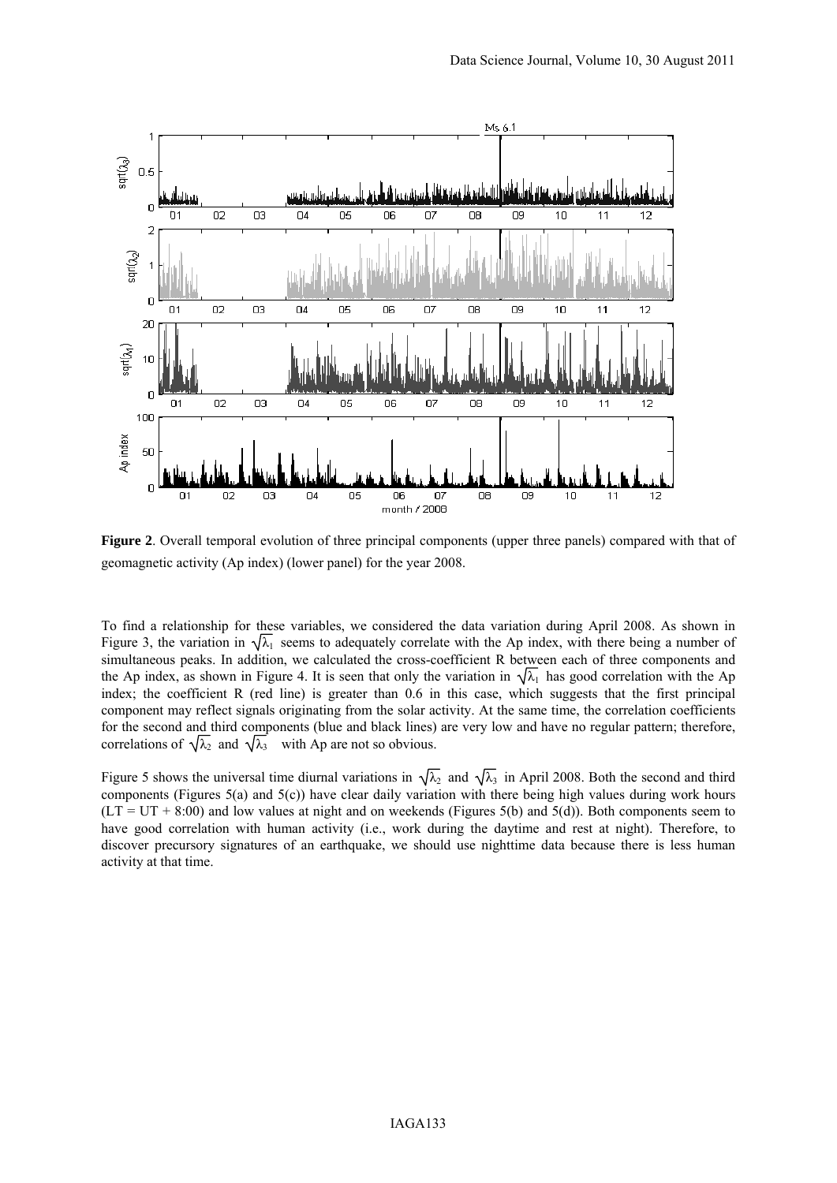**Figure 2**. Overall temporal evolution of three principal components (upper three panels) compared with that of geomagnetic activity (Ap index) (lower panel) for the year 2008.

To find a relationship for these variables, we considered the data variation during April 2008. As shown in Figure 3, the variation in $\sqrt{\lambda_1}$ seems to adequately correlate with the Ap index, with there being a number of simultaneous peaks. In addition, we calculated the cross-coefficient R between each of three components and the Ap index, as shown in Figure 4. It is seen that only the variation in $\sqrt{\lambda_1}$ has good correlation with the Ap index; the coefficient R (red line) is greater than 0.6 in this case, which suggests that the first principal component may reflect signals originating from the solar activity. At the same time, the correlation coefficients for the second and third components (blue and black lines) are very low and have no regular pattern; therefore, correlations of $\sqrt{\lambda_2}$ and $\sqrt{\lambda_3}$ with Ap are not so obvious.

Figure 5 shows the universal time diurnal variations in $\sqrt{\lambda_2}$ and $\sqrt{\lambda_3}$ in April 2008. Both the second and third components (Figures 5(a) and 5(c)) have clear daily variation with there being high values during work hours (LT = UT + 8:00) and low values at night and on weekends (Figures 5(b) and 5(d)). Both components seem to have good correlation with human activity (i.e., work during the daytime and rest at night). Therefore, to discover precursory signatures of an earthquake, we should use nighttime data because there is less human activity at that time.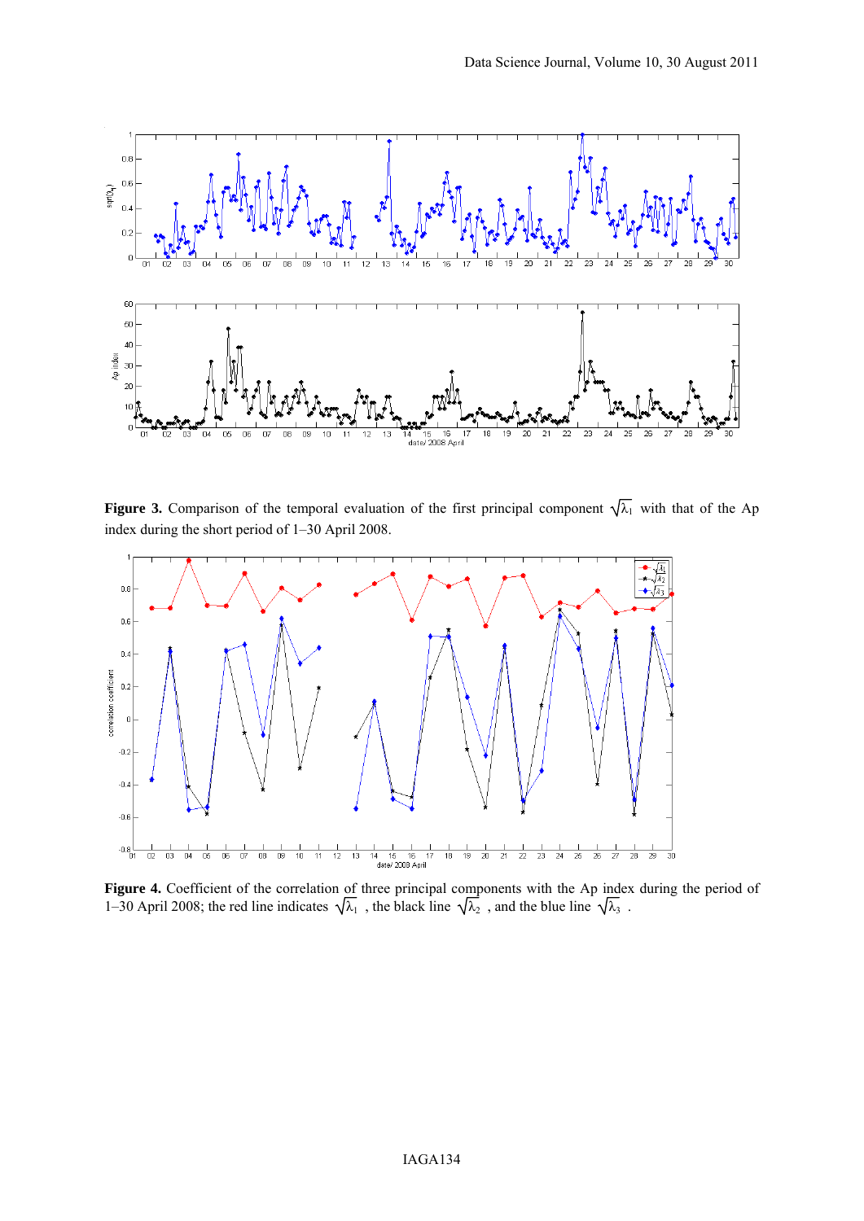**Figure 3.** Comparison of the temporal evaluation of the first principal component $\sqrt{\lambda_1}$ with that of the Ap index during the short period of 1–30 April 2008.

**Figure 4.** Coefficient of the correlation of three principal components with the Ap index during the period of 1–30 April 2008; the red line indicates $\sqrt{\lambda_1}$ , the black line $\sqrt{\lambda_2}$ , and the blue line $\sqrt{\lambda_3}$ .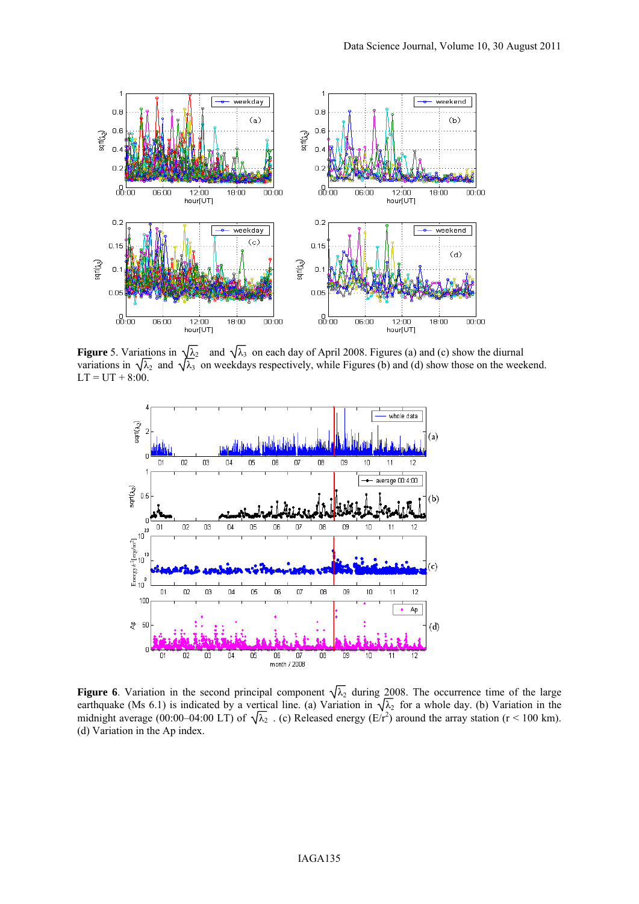**Figure 5**. Variations in $\sqrt{\lambda_2}$ and $\sqrt{\lambda_3}$ on each day of April 2008. Figures (a) and (c) show the diurnal variations in $\sqrt{\lambda_2}$ and $\sqrt{\lambda_3}$ on weekdays respectively, while Figures (b) and (d) show those on the weekend. LT = UT + 8:00.

**Figure 6**. Variation in the second principal component $\sqrt{\lambda_2}$ during 2008. The occurrence time of the large earthquake (Ms 6.1) is indicated by a vertical line. (a) Variation in $\sqrt{\lambda_2}$ for a whole day. (b) Variation in the midnight average (00:00–04:00 LT) of $\sqrt{\lambda_2}$ . (c) Released energy ($E/r^2$) around the array station (r < 100 km). (d) Variation in the Ap index.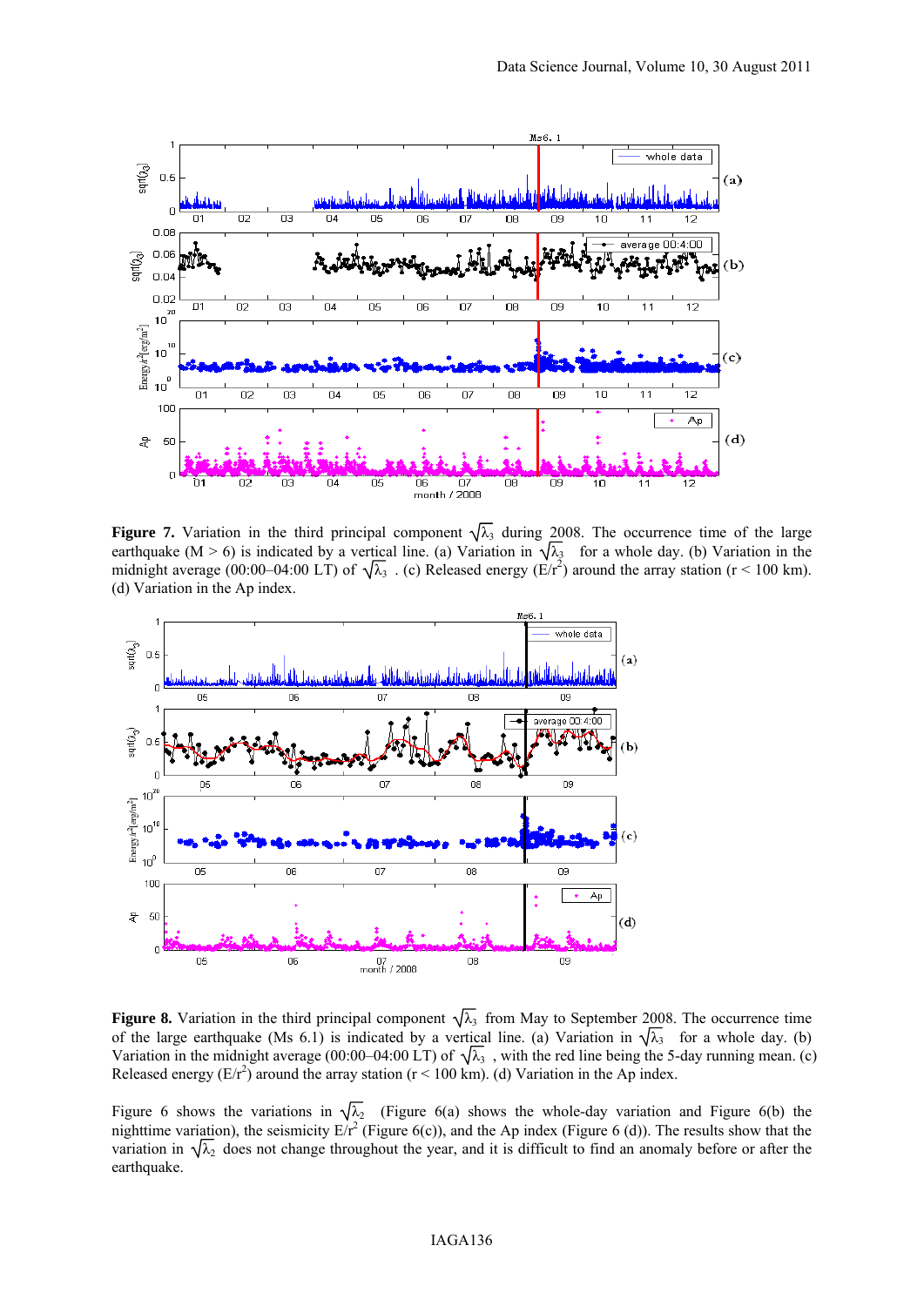**Figure 7.** Variation in the third principal component $\sqrt{\lambda_3}$ during 2008. The occurrence time of the large earthquake (M > 6) is indicated by a vertical line. (a) Variation in $\sqrt{\lambda_3}$ for a whole day. (b) Variation in the midnight average (00:00–04:00 LT) of $\sqrt{\lambda_3}$. (c) Released energy ($E/r^2$) around the array station (r < 100 km). (d) Variation in the Ap index.

**Figure 8.** Variation in the third principal component $\sqrt{\lambda_3}$ from May to September 2008. The occurrence time of the large earthquake (Ms 6.1) is indicated by a vertical line. (a) Variation in $\sqrt{\lambda_3}$ for a whole day. (b) Variation in the midnight average (00:00–04:00 LT) of $\sqrt{\lambda_3}$, with the red line being the 5-day running mean. (c) Released energy ($E/r^2$) around the array station (r < 100 km). (d) Variation in the Ap index.

Figure 6 shows the variations in $\sqrt{\lambda_2}$ (Figure 6(a) shows the whole-day variation and Figure 6(b) the nighttime variation), the seismicity $E/r^2$ (Figure 6(c)), and the Ap index (Figure 6 (d)). The results show that the variation in $\sqrt{\lambda_2}$ does not change throughout the year, and it is difficult to find an anomaly before or after the earthquake.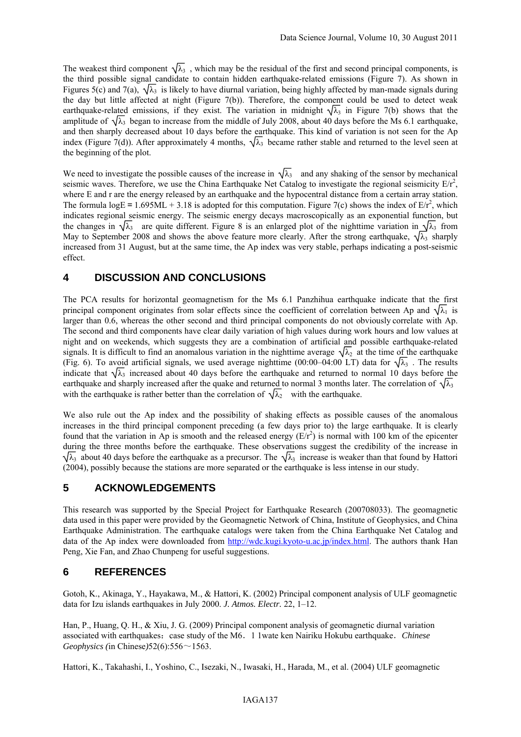The weakest third component $\sqrt{\lambda_3}$ , which may be the residual of the first and second principal components, is the third possible signal candidate to contain hidden earthquake-related emissions (Figure 7). As shown in Figures 5(c) and 7(a), $\sqrt{\lambda_3}$ is likely to have diurnal variation, being highly affected by man-made signals during the day but little affected at night (Figure 7(b)). Therefore, the component could be used to detect weak earthquake-related emissions, if they exist. The variation in midnight $\sqrt{\lambda_3}$ in Figure 7(b) shows that the amplitude of $\sqrt{\lambda_3}$ began to increase from the middle of July 2008, about 40 days before the Ms 6.1 earthquake, and then sharply decreased about 10 days before the earthquake. This kind of variation is not seen for the Ap index (Figure 7(d)). After approximately 4 months, $\sqrt{\lambda_3}$ became rather stable and returned to the level seen at the beginning of the plot.

We need to investigate the possible causes of the increase in $\sqrt{\lambda_3}$ and any shaking of the sensor by mechanical seismic waves. Therefore, we use the China Earthquake Net Catalog to investigate the regional seismicity $E/r^2$, where E and r are the energy released by an earthquake and the hypocentral distance from a certain array station. The formula $\log E = 1.695ML + 3.18$ is adopted for this computation. Figure 7(c) shows the index of $E/r^2$, which indicates regional seismic energy. The seismic energy decays macroscopically as an exponential function, but the changes in $\sqrt{\lambda_3}$ are quite different. Figure 8 is an enlarged plot of the nighttime variation in $\sqrt{\lambda_3}$ from May to September 2008 and shows the above feature more clearly. After the strong earthquake, $\sqrt{\lambda_3}$ sharply increased from 31 August, but at the same time, the Ap index was very stable, perhaps indicating a post-seismic effect.

## 4 DISCUSSION AND CONCLUSIONS

The PCA results for horizontal geomagnetism for the Ms 6.1 Panzhihua earthquake indicate that the first principal component originates from solar effects since the coefficient of correlation between Ap and $\sqrt{\lambda_1}$ is larger than 0.6, whereas the other second and third principal components do not obviously correlate with Ap. The second and third components have clear daily variation of high values during work hours and low values at night and on weekends, which suggests they are a combination of artificial and possible earthquake-related signals. It is difficult to find an anomalous variation in the nighttime average $\sqrt{\lambda_2}$ at the time of the earthquake (Fig. 6). To avoid artificial signals, we used average nighttime (00:00–04:00 LT) data for $\sqrt{\lambda_3}$ . The results indicate that $\sqrt{\lambda_3}$ increased about 40 days before the earthquake and returned to normal 10 days before the earthquake and sharply increased after the quake and returned to normal 3 months later. The correlation of $\sqrt{\lambda_3}$ with the earthquake is rather better than the correlation of $\sqrt{\lambda_2}$ with the earthquake.

We also rule out the Ap index and the possibility of shaking effects as possible causes of the anomalous increases in the third principal component preceding (a few days prior to) the large earthquake. It is clearly found that the variation in Ap is smooth and the released energy ($E/r^2$) is normal with 100 km of the epicenter during the three months before the earthquake. These observations suggest the credibility of the increase in $\sqrt{\lambda_3}$ about 40 days before the earthquake as a precursor. The $\sqrt{\lambda_3}$ increase is weaker than that found by Hattori (2004), possibly because the stations are more separated or the earthquake is less intense in our study.

## 5 ACKNOWLEDGEMENTS

This research was supported by the Special Project for Earthquake Research (200708033). The geomagnetic data used in this paper were provided by the Geomagnetic Network of China, Institute of Geophysics, and China Earthquake Administration. The earthquake catalogs were taken from the China Earthquake Net Catalog and data of the Ap index were downloaded from http://wdc.kugi.kyoto-u.ac.jp/index.html. The authors thank Han Peng, Xie Fan, and Zhao Chunpeng for useful suggestions.

## 6 REFERENCES

Gotoh, K., Akinaga, Y., Hayakawa, M., & Hattori, K. (2002) Principal component analysis of ULF geomagnetic data for Izu islands earthquakes in July 2000. *J. Atmos. Electr.* 22, 1–12.

Han, P., Huang, Q. H., & Xiu, J. G. (2009) Principal component analysis of geomagnetic diurnal variation associated with earthquakes：case study of the M6．1 1wate ken Nairiku Hokubu earthquake．*Chinese Geophysics (*in Chinese*)*52(6):556～1563.

Hattori, K., Takahashi, I., Yoshino, C., Isezaki, N., Iwasaki, H., Harada, M., et al. (2004) ULF geomagnetic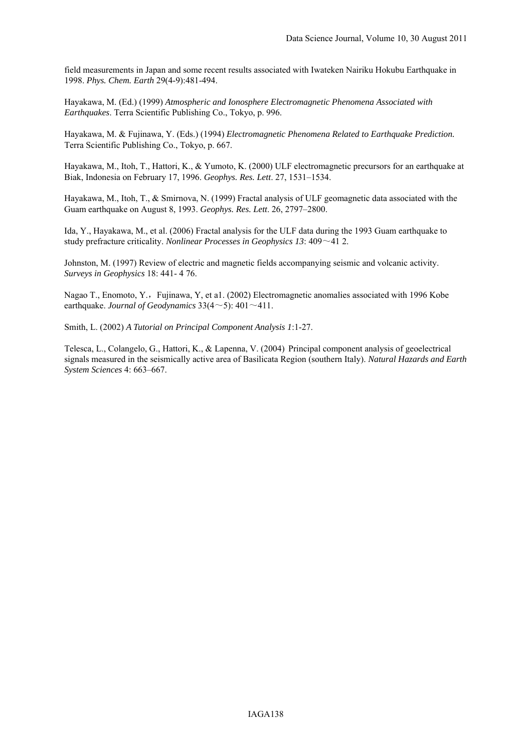field measurements in Japan and some recent results associated with Iwateken Nairiku Hokubu Earthquake in 1998. *Phys. Chem. Earth* 29(4-9):481-494.

Hayakawa, M. (Ed.) (1999) *Atmospheric and Ionosphere Electromagnetic Phenomena Associated with Earthquakes*. Terra Scientific Publishing Co., Tokyo, p. 996.

Hayakawa, M. & Fujinawa, Y. (Eds.) (1994) *Electromagnetic Phenomena Related to Earthquake Prediction.* Terra Scientific Publishing Co., Tokyo, p. 667.

Hayakawa, M., Itoh, T., Hattori, K., & Yumoto, K. (2000) ULF electromagnetic precursors for an earthquake at Biak, Indonesia on February 17, 1996. *Geophys. Res. Lett*. 27, 1531–1534.

Hayakawa, M., Itoh, T., & Smirnova, N. (1999) Fractal analysis of ULF geomagnetic data associated with the Guam earthquake on August 8, 1993. *Geophys. Res. Lett*. 26, 2797–2800.

Ida, Y., Hayakawa, M., et al. (2006) Fractal analysis for the ULF data during the 1993 Guam earthquake to study prefracture criticality. *Nonlinear Processes in Geophysics 13*: 409～41 2.

Johnston, M. (1997) Review of electric and magnetic fields accompanying seismic and volcanic activity. *Surveys in Geophysics* 18: 441- 4 76.

Nagao T., Enomoto, Y.，Fujinawa, Y, et a1. (2002) Electromagnetic anomalies associated with 1996 Kobe earthquake. *Journal of Geodynamics* 33(4～5): 401～411.

Smith, L. (2002) *A Tutorial on Principal Component Analysis 1*:1-27.

Telesca, L., Colangelo, G., Hattori, K., & Lapenna, V. (2004) Principal component analysis of geoelectrical signals measured in the seismically active area of Basilicata Region (southern Italy). *Natural Hazards and Earth System Sciences* 4: 663–667.